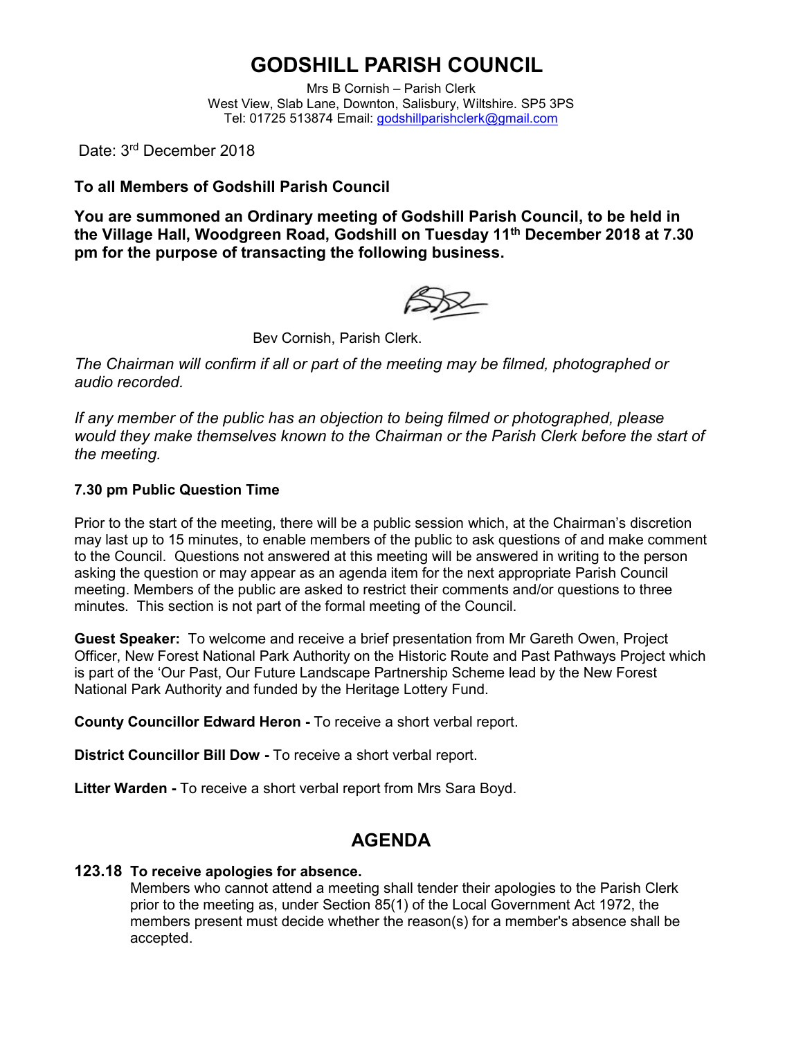# GODSHILL PARISH COUNCIL

Mrs B Cornish – Parish Clerk
West View, Slab Lane, Downton, Salisbury, Wiltshire. SP5 3PS
Tel: 01725 513874 Email: godshillparishclerk@gmail.com

Date: 3rd December 2018

**To all Members of Godshill Parish Council**

**You are summoned an Ordinary meeting of Godshill Parish Council, to be held in the Village Hall, Woodgreen Road, Godshill on Tuesday 11th December 2018 at 7.30 pm for the purpose of transacting the following business.**

Bev Cornish, Parish Clerk.

*The Chairman will confirm if all or part of the meeting may be filmed, photographed or audio recorded.*

*If any member of the public has an objection to being filmed or photographed, please would they make themselves known to the Chairman or the Parish Clerk before the start of the meeting.*

**7.30 pm Public Question Time**

Prior to the start of the meeting, there will be a public session which, at the Chairman's discretion may last up to 15 minutes, to enable members of the public to ask questions of and make comment to the Council. Questions not answered at this meeting will be answered in writing to the person asking the question or may appear as an agenda item for the next appropriate Parish Council meeting. Members of the public are asked to restrict their comments and/or questions to three minutes. This section is not part of the formal meeting of the Council.

**Guest Speaker:** To welcome and receive a brief presentation from Mr Gareth Owen, Project Officer, New Forest National Park Authority on the Historic Route and Past Pathways Project which is part of the 'Our Past, Our Future Landscape Partnership Scheme lead by the New Forest National Park Authority and funded by the Heritage Lottery Fund.

**County Councillor Edward Heron -** To receive a short verbal report.

**District Councillor Bill Dow -** To receive a short verbal report.

**Litter Warden -** To receive a short verbal report from Mrs Sara Boyd.

## AGENDA

**123.18 To receive apologies for absence.**

Members who cannot attend a meeting shall tender their apologies to the Parish Clerk prior to the meeting as, under Section 85(1) of the Local Government Act 1972, the members present must decide whether the reason(s) for a member's absence shall be accepted.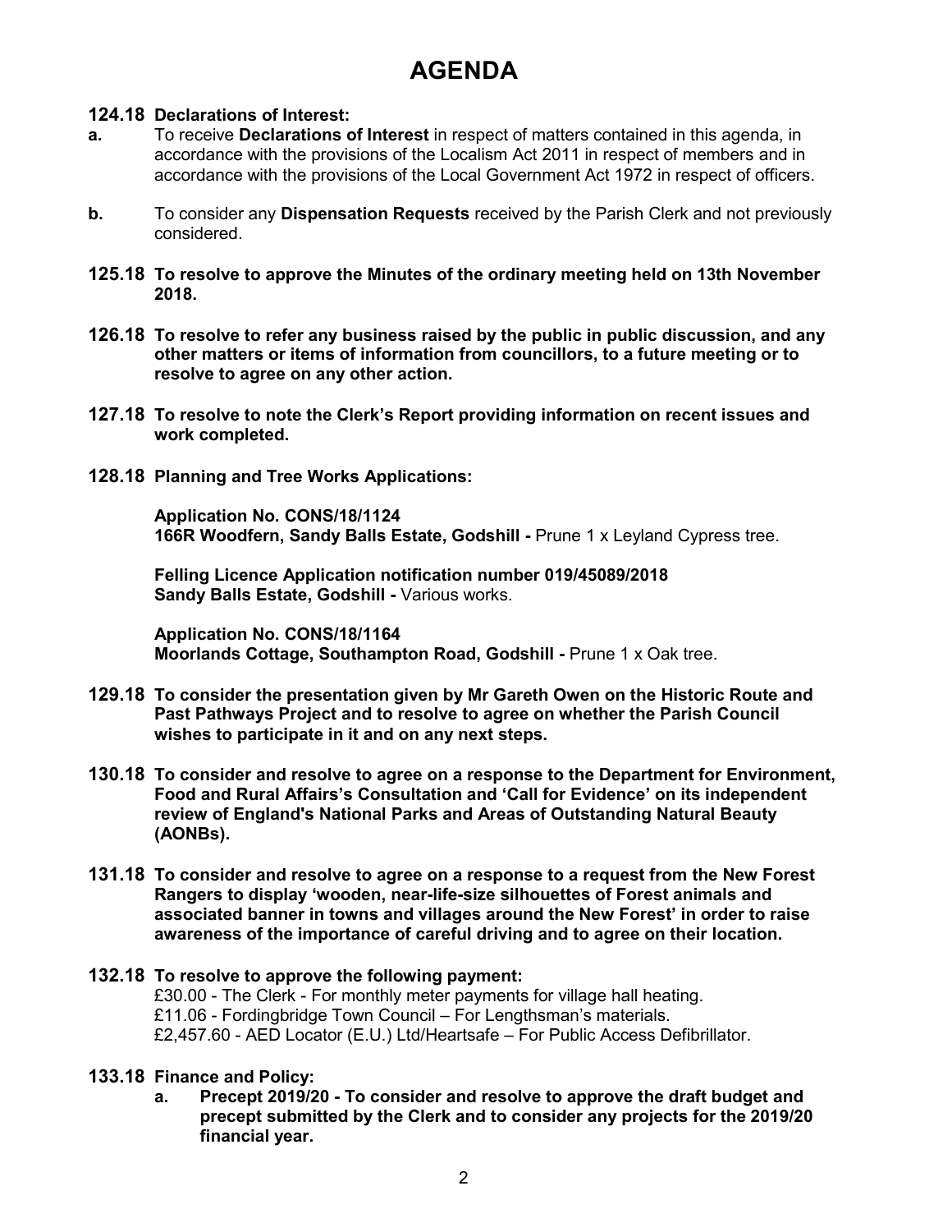# AGENDA

**124.18 Declarations of Interest:**

**a.** To receive **Declarations of Interest** in respect of matters contained in this agenda, in accordance with the provisions of the Localism Act 2011 in respect of members and in accordance with the provisions of the Local Government Act 1972 in respect of officers.

**b.** To consider any **Dispensation Requests** received by the Parish Clerk and not previously considered.

**125.18 To resolve to approve the Minutes of the ordinary meeting held on 13th November 2018.**

**126.18 To resolve to refer any business raised by the public in public discussion, and any other matters or items of information from councillors, to a future meeting or to resolve to agree on any other action.**

**127.18 To resolve to note the Clerk's Report providing information on recent issues and work completed.**

**128.18 Planning and Tree Works Applications:**

**Application No. CONS/18/1124**
**166R Woodfern, Sandy Balls Estate, Godshill -** Prune 1 x Leyland Cypress tree.

**Felling Licence Application notification number 019/45089/2018**
**Sandy Balls Estate, Godshill -** Various works.

**Application No. CONS/18/1164**
**Moorlands Cottage, Southampton Road, Godshill -** Prune 1 x Oak tree.

**129.18 To consider the presentation given by Mr Gareth Owen on the Historic Route and Past Pathways Project and to resolve to agree on whether the Parish Council wishes to participate in it and on any next steps.**

**130.18 To consider and resolve to agree on a response to the Department for Environment, Food and Rural Affairs's Consultation and 'Call for Evidence' on its independent review of England's National Parks and Areas of Outstanding Natural Beauty (AONBs).**

**131.18 To consider and resolve to agree on a response to a request from the New Forest Rangers to display 'wooden, near-life-size silhouettes of Forest animals and associated banner in towns and villages around the New Forest' in order to raise awareness of the importance of careful driving and to agree on their location.**

**132.18 To resolve to approve the following payment:**

£30.00 - The Clerk - For monthly meter payments for village hall heating.
£11.06 - Fordingbridge Town Council – For Lengthsman's materials.
£2,457.60 - AED Locator (E.U.) Ltd/Heartsafe – For Public Access Defibrillator.

**133.18 Finance and Policy:**

**a. Precept 2019/20 - To consider and resolve to approve the draft budget and precept submitted by the Clerk and to consider any projects for the 2019/20 financial year.**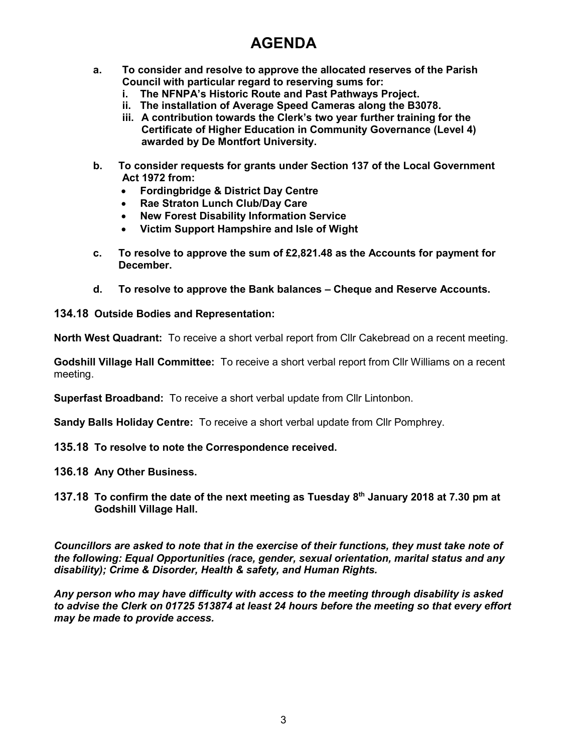# AGENDA

**a. To consider and resolve to approve the allocated reserves of the Parish Council with particular regard to reserving sums for:**
   **i. The NFNPA's Historic Route and Past Pathways Project.**
   **ii. The installation of Average Speed Cameras along the B3078.**
   **iii. A contribution towards the Clerk's two year further training for the Certificate of Higher Education in Community Governance (Level 4) awarded by De Montfort University.**

**b. To consider requests for grants under Section 137 of the Local Government Act 1972 from:**
- **Fordingbridge & District Day Centre**
- **Rae Straton Lunch Club/Day Care**
- **New Forest Disability Information Service**
- **Victim Support Hampshire and Isle of Wight**

**c. To resolve to approve the sum of £2,821.48 as the Accounts for payment for December.**

**d. To resolve to approve the Bank balances – Cheque and Reserve Accounts.**

**134.18 Outside Bodies and Representation:**

**North West Quadrant:** To receive a short verbal report from Cllr Cakebread on a recent meeting.

**Godshill Village Hall Committee:** To receive a short verbal report from Cllr Williams on a recent meeting.

**Superfast Broadband:** To receive a short verbal update from Cllr Lintonbon.

**Sandy Balls Holiday Centre:** To receive a short verbal update from Cllr Pomphrey.

**135.18 To resolve to note the Correspondence received.**

**136.18 Any Other Business.**

**137.18 To confirm the date of the next meeting as Tuesday 8th January 2018 at 7.30 pm at Godshill Village Hall.**

***Councillors are asked to note that in the exercise of their functions, they must take note of the following: Equal Opportunities (race, gender, sexual orientation, marital status and any disability); Crime & Disorder, Health & safety, and Human Rights.***

***Any person who may have difficulty with access to the meeting through disability is asked to advise the Clerk on 01725 513874 at least 24 hours before the meeting so that every effort may be made to provide access.***